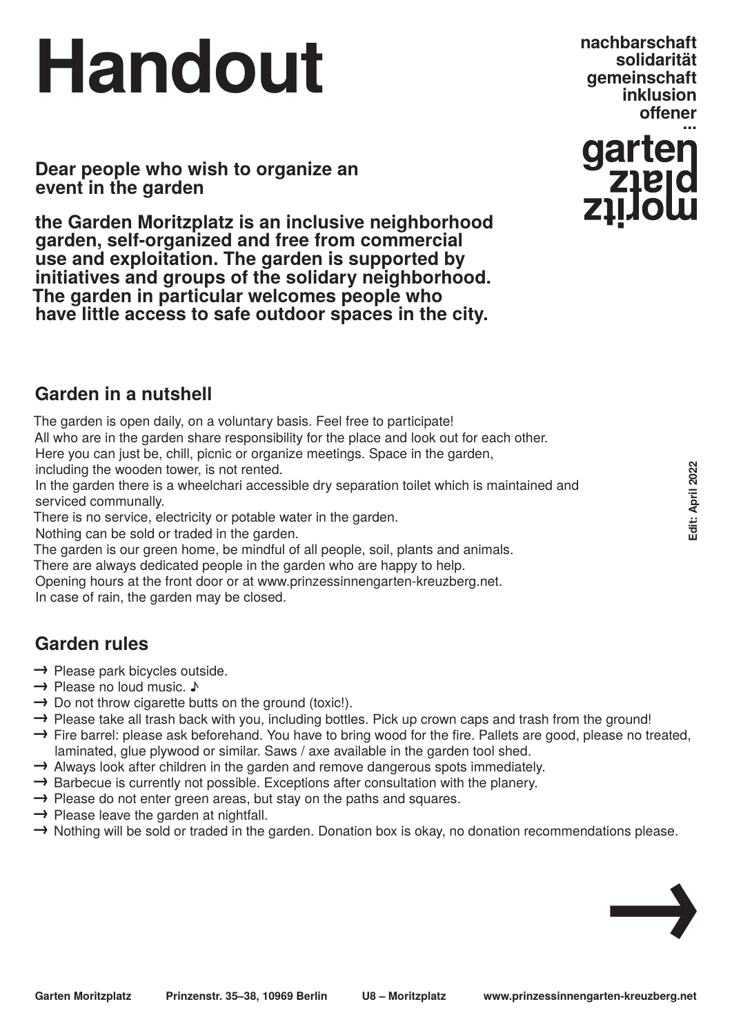# Handout

nachbarschaft
solidarität
gemeinschaft
inklusion
offener
...
garten
platz
moritz

**Dear people who wish to organize an event in the garden**

**the Garden Moritzplatz is an inclusive neighborhood garden, self-organized and free from commercial use and exploitation. The garden is supported by initiatives and groups of the solidary neighborhood. The garden in particular welcomes people who have little access to safe outdoor spaces in the city.**

**Edit: April 2022**

## Garden in a nutshell

The garden is open daily, on a voluntary basis. Feel free to participate!
All who are in the garden share responsibility for the place and look out for each other.
Here you can just be, chill, picnic or organize meetings. Space in the garden, including the wooden tower, is not rented.
In the garden there is a wheelchari accessible dry separation toilet which is maintained and serviced communally.
There is no service, electricity or potable water in the garden.
Nothing can be sold or traded in the garden.
The garden is our green home, be mindful of all people, soil, plants and animals.
There are always dedicated people in the garden who are happy to help.
Opening hours at the front door or at www.prinzessinnengarten-kreuzberg.net.
In case of rain, the garden may be closed.

## Garden rules

→ Please park bicycles outside.
→ Please no loud music. ♪
→ Do not throw cigarette butts on the ground (toxic!).
→ Please take all trash back with you, including bottles. Pick up crown caps and trash from the ground!
→ Fire barrel: please ask beforehand. You have to bring wood for the fire. Pallets are good, please no treated, laminated, glue plywood or similar. Saws / axe available in the garden tool shed.
→ Always look after children in the garden and remove dangerous spots immediately.
→ Barbecue is currently not possible. Exceptions after consultation with the planery.
→ Please do not enter green areas, but stay on the paths and squares.
→ Please leave the garden at nightfall.
→ Nothing will be sold or traded in the garden. Donation box is okay, no donation recommendations please.

→

**Garden Moritzplatz** **Prinzenstr. 35–38, 10969 Berlin** **U8 – Moritzplatz** **www.prinzessinnengarten-kreuzberg.net**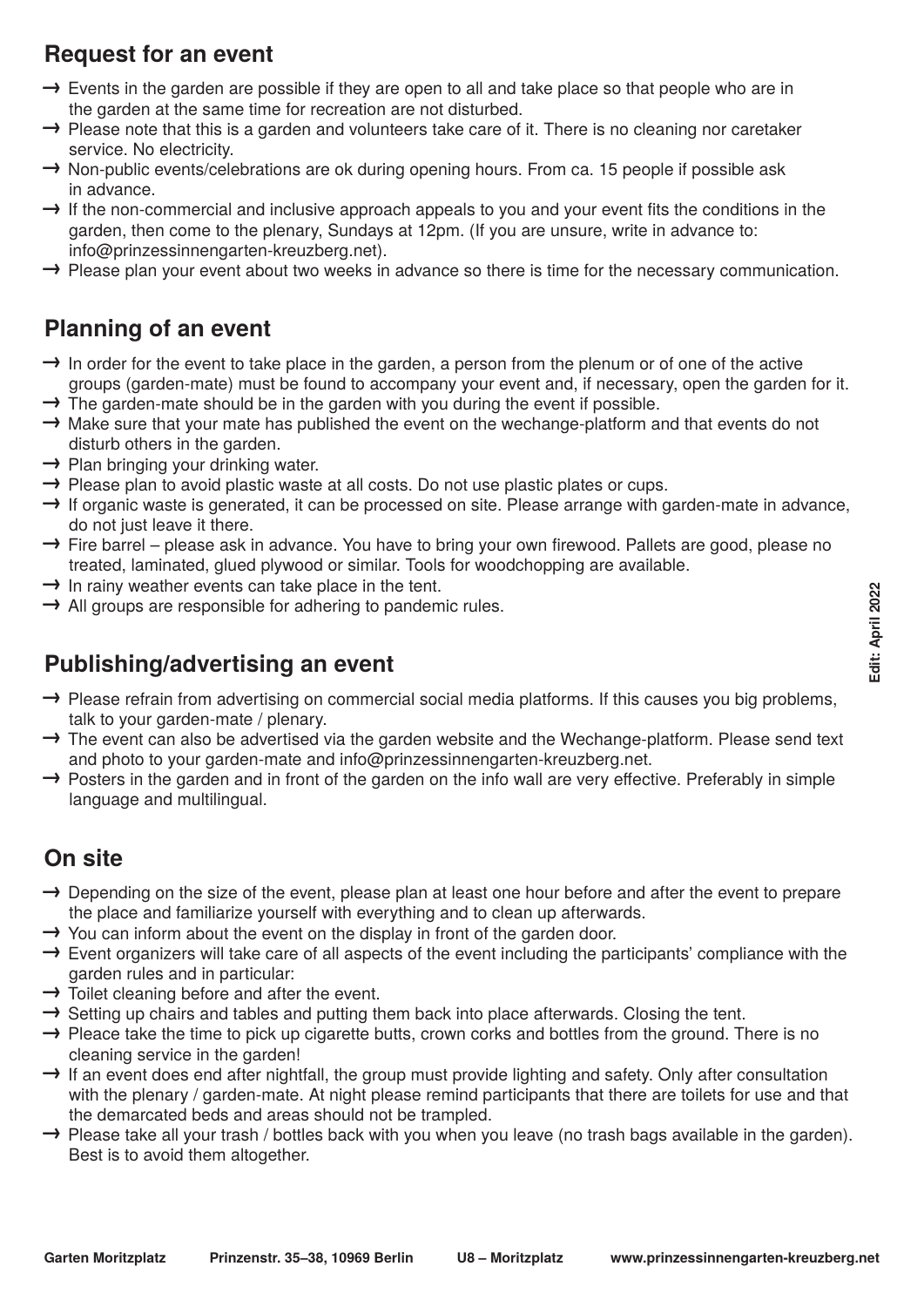## Request for an event

→ Events in the garden are possible if they are open to all and take place so that people who are in the garden at the same time for recreation are not disturbed.
→ Please note that this is a garden and volunteers take care of it. There is no cleaning nor caretaker service. No electricity.
→ Non-public events/celebrations are ok during opening hours. From ca. 15 people if possible ask in advance.
→ If the non-commercial and inclusive approach appeals to you and your event fits the conditions in the garden, then come to the plenary, Sundays at 12pm. (If you are unsure, write in advance to: info@prinzessinnengarten-kreuzberg.net).
→ Please plan your event about two weeks in advance so there is time for the necessary communication.

## Planning of an event

→ In order for the event to take place in the garden, a person from the plenum or of one of the active groups (garden-mate) must be found to accompany your event and, if necessary, open the garden for it.
→ The garden-mate should be in the garden with you during the event if possible.
→ Make sure that your mate has published the event on the wechange-platform and that events do not disturb others in the garden.
→ Plan bringing your drinking water.
→ Please plan to avoid plastic waste at all costs. Do not use plastic plates or cups.
→ If organic waste is generated, it can be processed on site. Please arrange with garden-mate in advance, do not just leave it there.
→ Fire barrel – please ask in advance. You have to bring your own firewood. Pallets are good, please no treated, laminated, glued plywood or similar. Tools for woodchopping are available.
→ In rainy weather events can take place in the tent.
→ All groups are responsible for adhering to pandemic rules.

Edit: April 2022

## Publishing/advertising an event

→ Please refrain from advertising on commercial social media platforms. If this causes you big problems, talk to your garden-mate / plenary.
→ The event can also be advertised via the garden website and the Wechange-platform. Please send text and photo to your garden-mate and info@prinzessinnengarten-kreuzberg.net.
→ Posters in the garden and in front of the garden on the info wall are very effective. Preferably in simple language and multilingual.

## On site

→ Depending on the size of the event, please plan at least one hour before and after the event to prepare the place and familiarize yourself with everything and to clean up afterwards.
→ You can inform about the event on the display in front of the garden door.
→ Event organizers will take care of all aspects of the event including the participants' compliance with the garden rules and in particular:
→ Toilet cleaning before and after the event.
→ Setting up chairs and tables and putting them back into place afterwards. Closing the tent.
→ Pleace take the time to pick up cigarette butts, crown corks and bottles from the ground. There is no cleaning service in the garden!
→ If an event does end after nightfall, the group must provide lighting and safety. Only after consultation with the plenary / garden-mate. At night please remind participants that there are toilets for use and that the demarcated beds and areas should not be trampled.
→ Please take all your trash / bottles back with you when you leave (no trash bags available in the garden). Best is to avoid them altogether.

**Garten Moritzplatz** **Prinzenstr. 35–38, 10969 Berlin** **U8 – Moritzplatz** **www.prinzessinnengarten-kreuzberg.net**